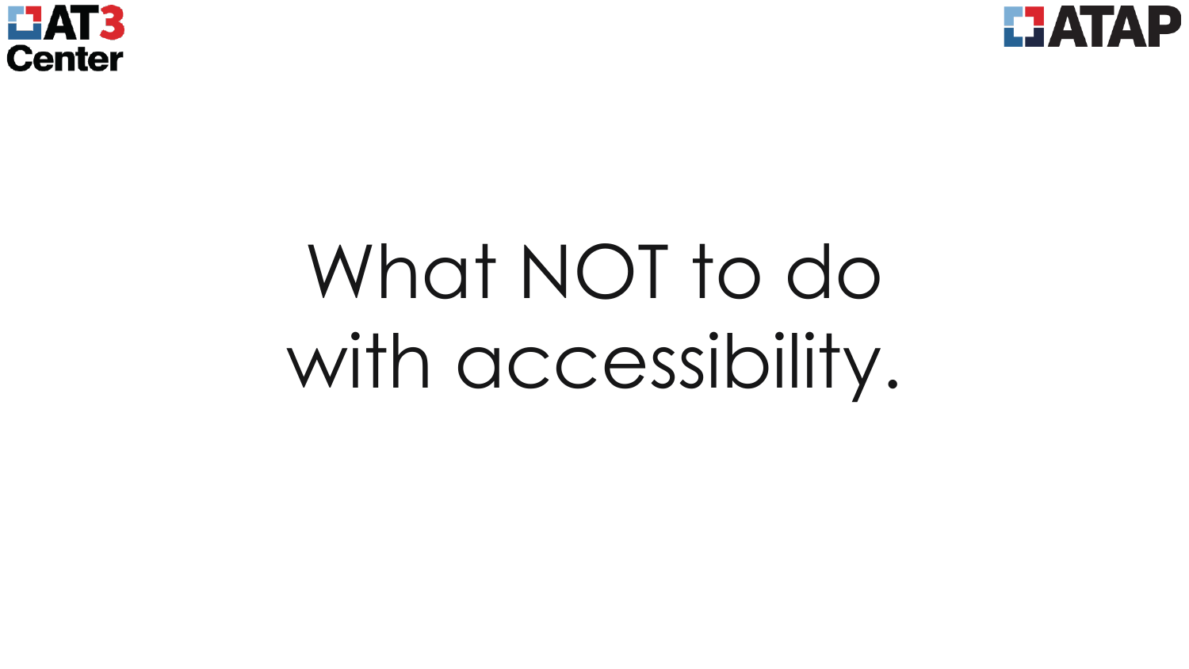# What NOT to do with accessibility.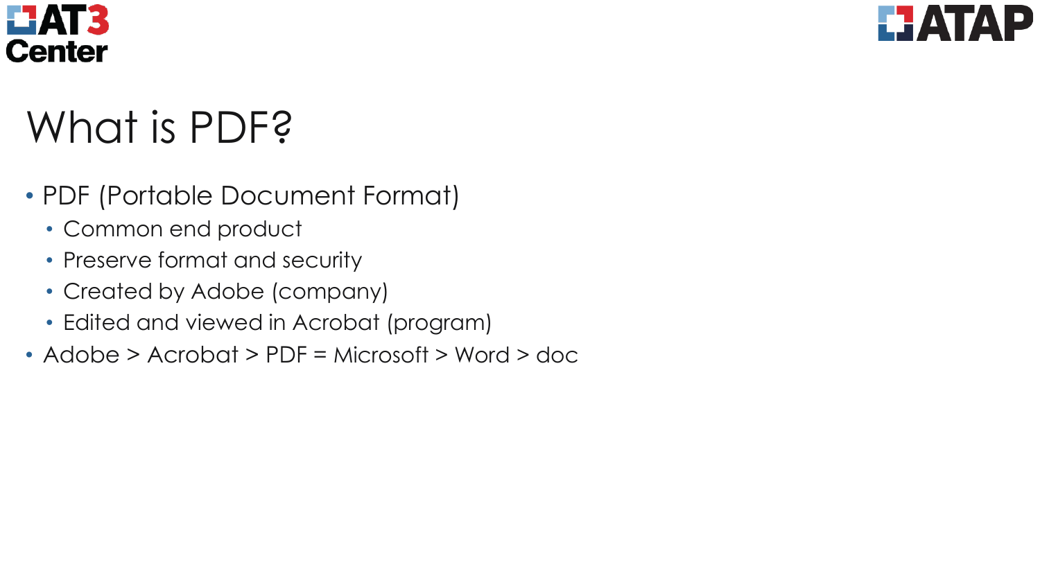# What is PDF?

- PDF (Portable Document Format)
  - Common end product
  - Preserve format and security
  - Created by Adobe (company)
  - Edited and viewed in Acrobat (program)
- Adobe > Acrobat > PDF = Microsoft > Word > doc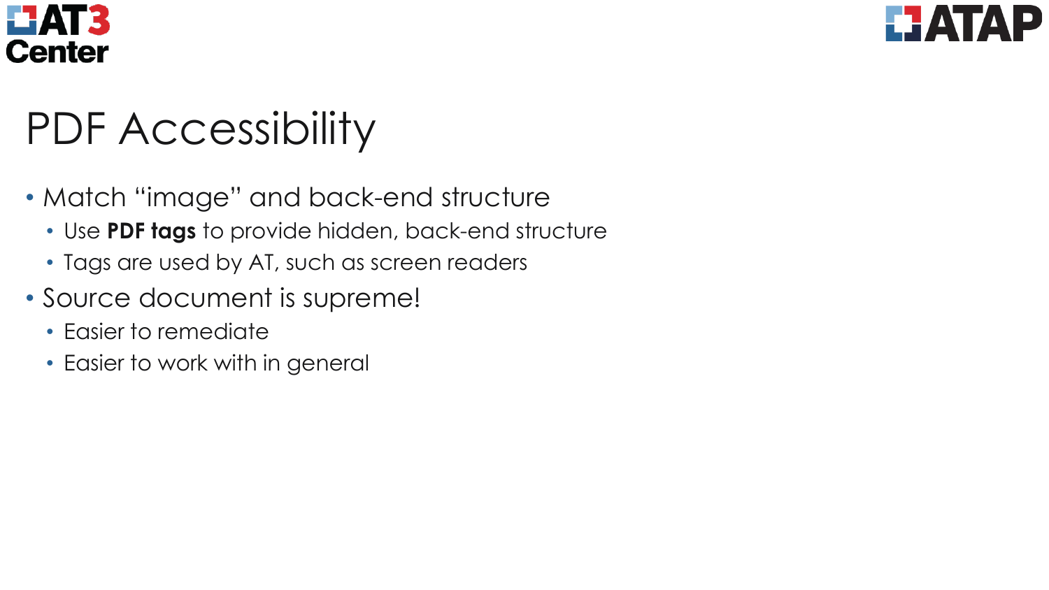# PDF Accessibility

- Match “image” and back-end structure
  - Use **PDF tags** to provide hidden, back-end structure
  - Tags are used by AT, such as screen readers
- Source document is supreme!
  - Easier to remediate
  - Easier to work with in general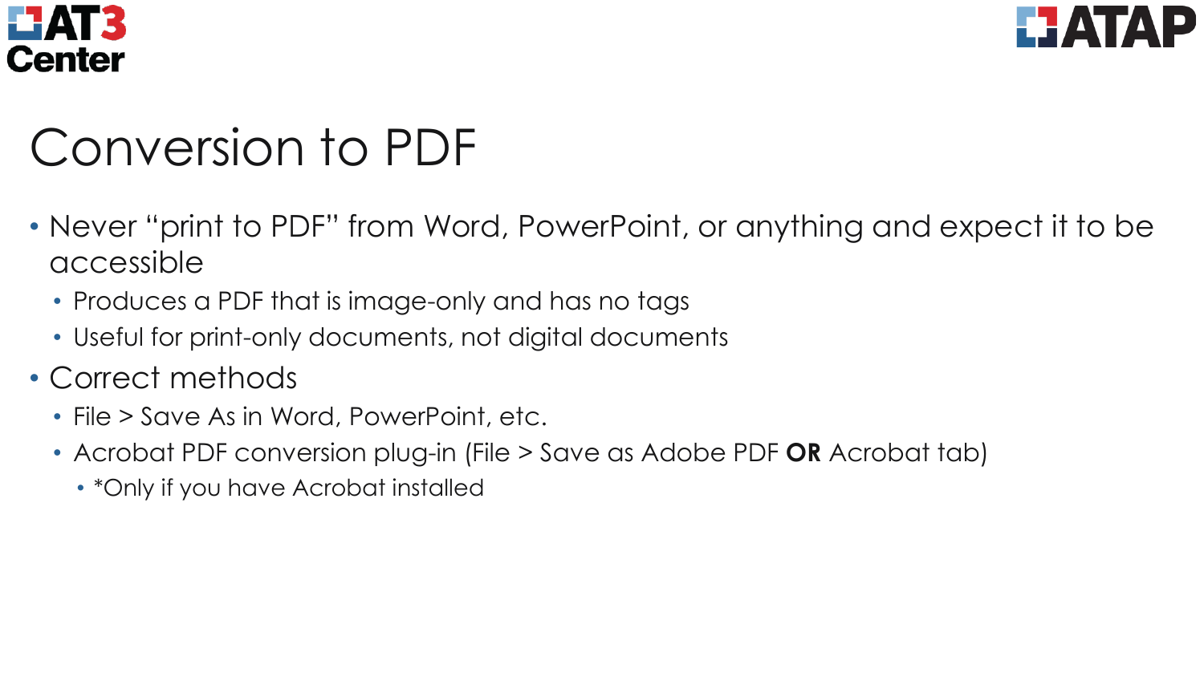# Conversion to PDF

- Never “print to PDF” from Word, PowerPoint, or anything and expect it to be accessible
  - Produces a PDF that is image-only and has no tags
  - Useful for print-only documents, not digital documents
- Correct methods
  - File > Save As in Word, PowerPoint, etc.
  - Acrobat PDF conversion plug-in (File > Save as Adobe PDF **OR** Acrobat tab)
    - *Only if you have Acrobat installed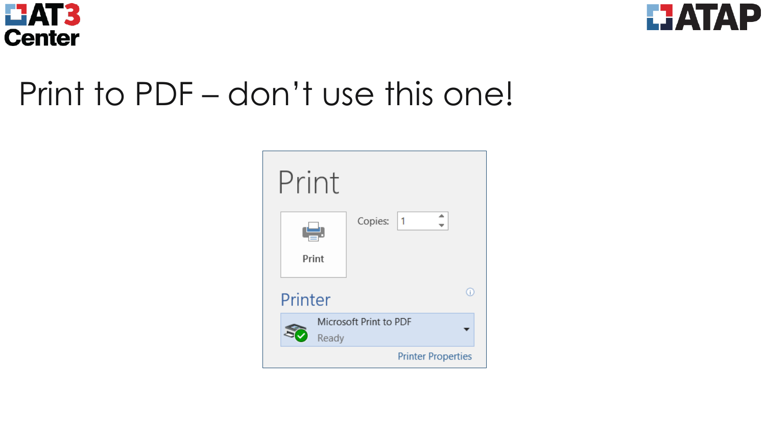# Print to PDF – don't use this one!

Print

Print

Copies: 1

Printer

Microsoft Print to PDF

Ready

Printer Properties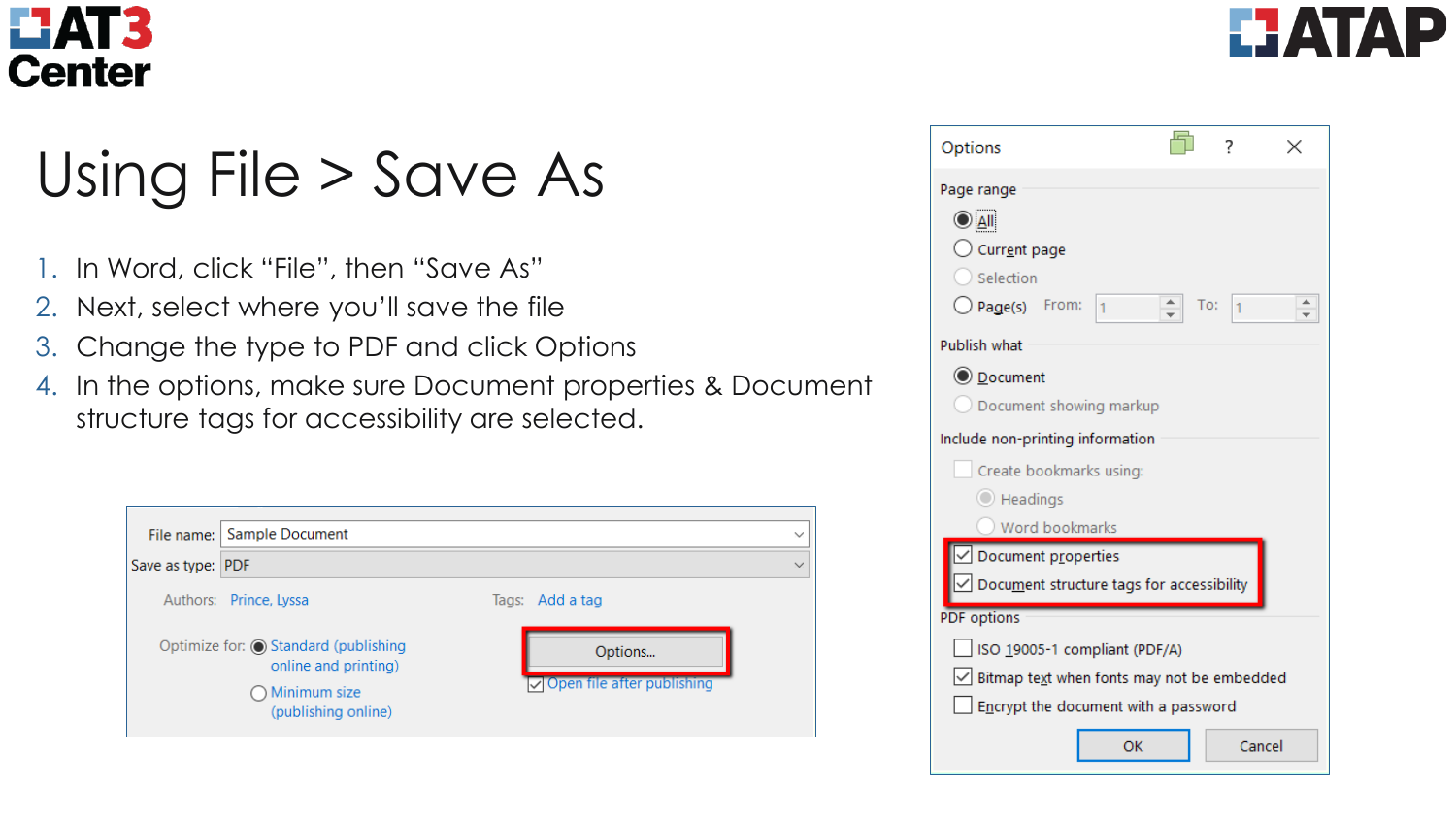# Using File > Save As

1. In Word, click "File", then "Save As"
2. Next, select where you'll save the file
3. Change the type to PDF and click Options
4. In the options, make sure Document properties & Document structure tags for accessibility are selected.

File name: Sample Document

Save as type: PDF

Authors: Prince, Lyssa

Tags: Add a tag

Optimize for: Standard (publishing online and printing) / Minimum size (publishing online)

Options...

Open file after publishing

**Options**

Page range

- All
- Current page
- Selection
- Page(s) From: 1 To: 1

Publish what

- Document
- Document showing markup

Include non-printing information

- Create bookmarks using:
  - Headings
  - Word bookmarks
- Document properties
- Document structure tags for accessibility

PDF options

- ISO 19005-1 compliant (PDF/A)
- Bitmap text when fonts may not be embedded
- Encrypt the document with a password

OK | Cancel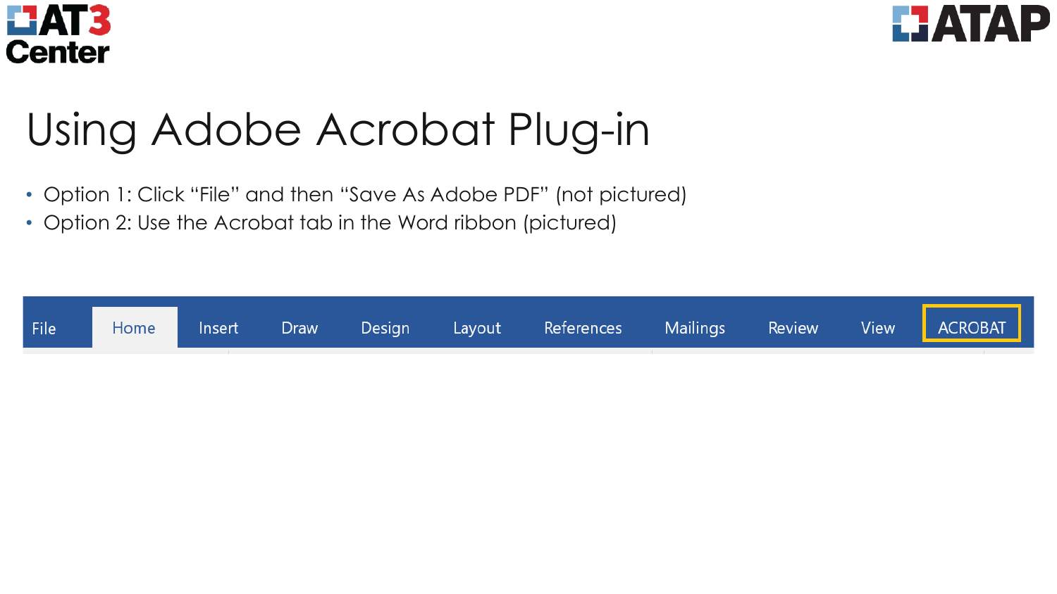# Using Adobe Acrobat Plug-in

- Option 1: Click “File” and then “Save As Adobe PDF” (not pictured)
- Option 2: Use the Acrobat tab in the Word ribbon (pictured)

File | Home | Insert | Draw | Design | Layout | References | Mailings | Review | View | ACROBAT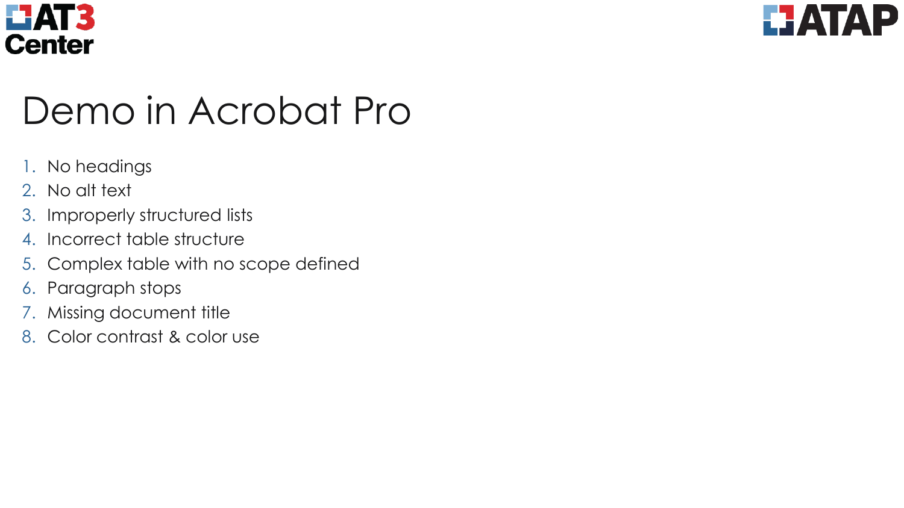# Demo in Acrobat Pro

1. No headings
2. No alt text
3. Improperly structured lists
4. Incorrect table structure
5. Complex table with no scope defined
6. Paragraph stops
7. Missing document title
8. Color contrast & color use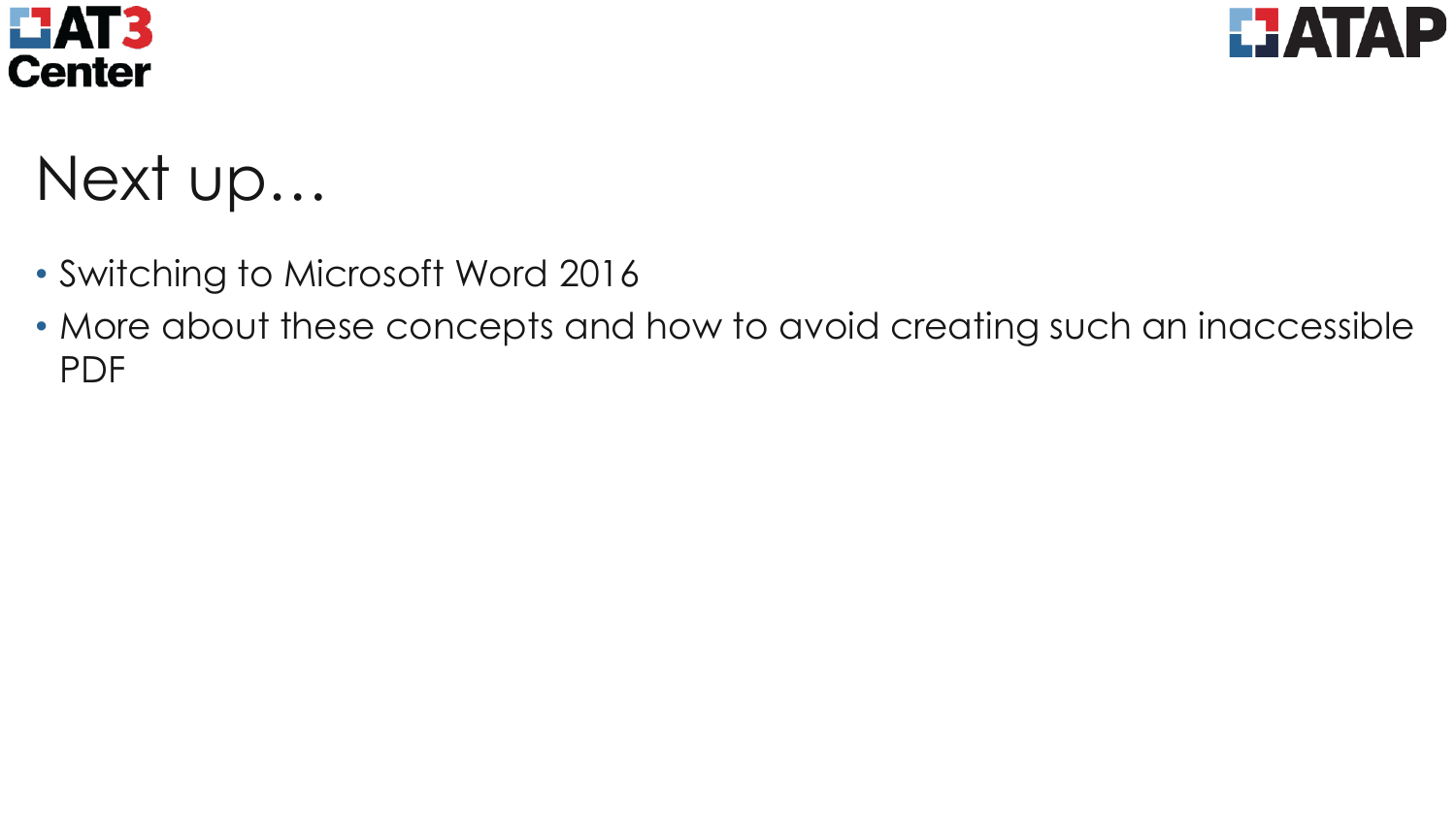# Next up…

- Switching to Microsoft Word 2016
- More about these concepts and how to avoid creating such an inaccessible PDF